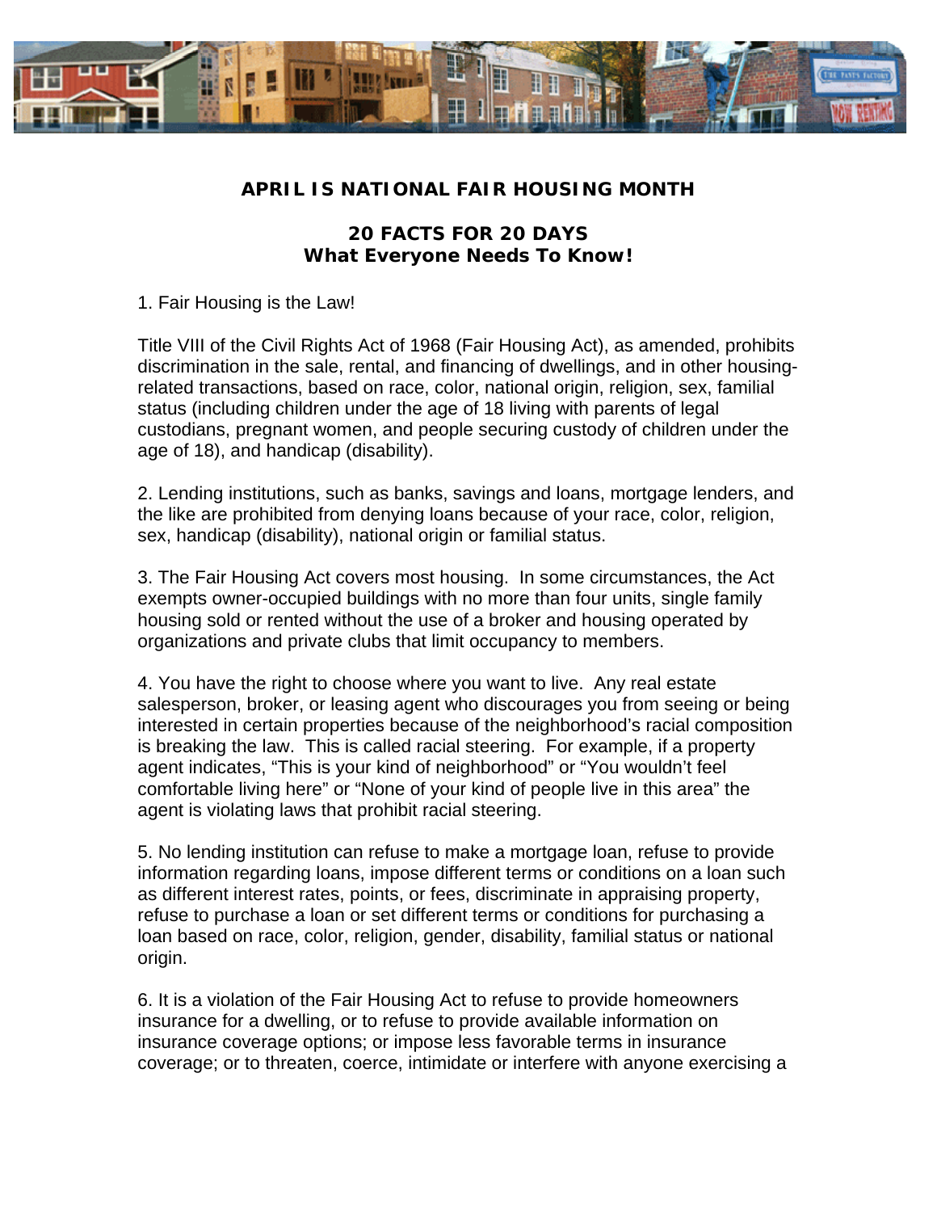## APRIL IS NATIONAL FAIR HOUSING MONTH

### 20 FACTS FOR 20 DAYS
### What Everyone Needs To Know!

1. Fair Housing is the Law!

Title VIII of the Civil Rights Act of 1968 (Fair Housing Act), as amended, prohibits discrimination in the sale, rental, and financing of dwellings, and in other housing-related transactions, based on race, color, national origin, religion, sex, familial status (including children under the age of 18 living with parents of legal custodians, pregnant women, and people securing custody of children under the age of 18), and handicap (disability).

2. Lending institutions, such as banks, savings and loans, mortgage lenders, and the like are prohibited from denying loans because of your race, color, religion, sex, handicap (disability), national origin or familial status.

3. The Fair Housing Act covers most housing. In some circumstances, the Act exempts owner-occupied buildings with no more than four units, single family housing sold or rented without the use of a broker and housing operated by organizations and private clubs that limit occupancy to members.

4. You have the right to choose where you want to live. Any real estate salesperson, broker, or leasing agent who discourages you from seeing or being interested in certain properties because of the neighborhood's racial composition is breaking the law. This is called racial steering. For example, if a property agent indicates, "This is your kind of neighborhood" or "You wouldn't feel comfortable living here" or "None of your kind of people live in this area" the agent is violating laws that prohibit racial steering.

5. No lending institution can refuse to make a mortgage loan, refuse to provide information regarding loans, impose different terms or conditions on a loan such as different interest rates, points, or fees, discriminate in appraising property, refuse to purchase a loan or set different terms or conditions for purchasing a loan based on race, color, religion, gender, disability, familial status or national origin.

6. It is a violation of the Fair Housing Act to refuse to provide homeowners insurance for a dwelling, or to refuse to provide available information on insurance coverage options; or impose less favorable terms in insurance coverage; or to threaten, coerce, intimidate or interfere with anyone exercising a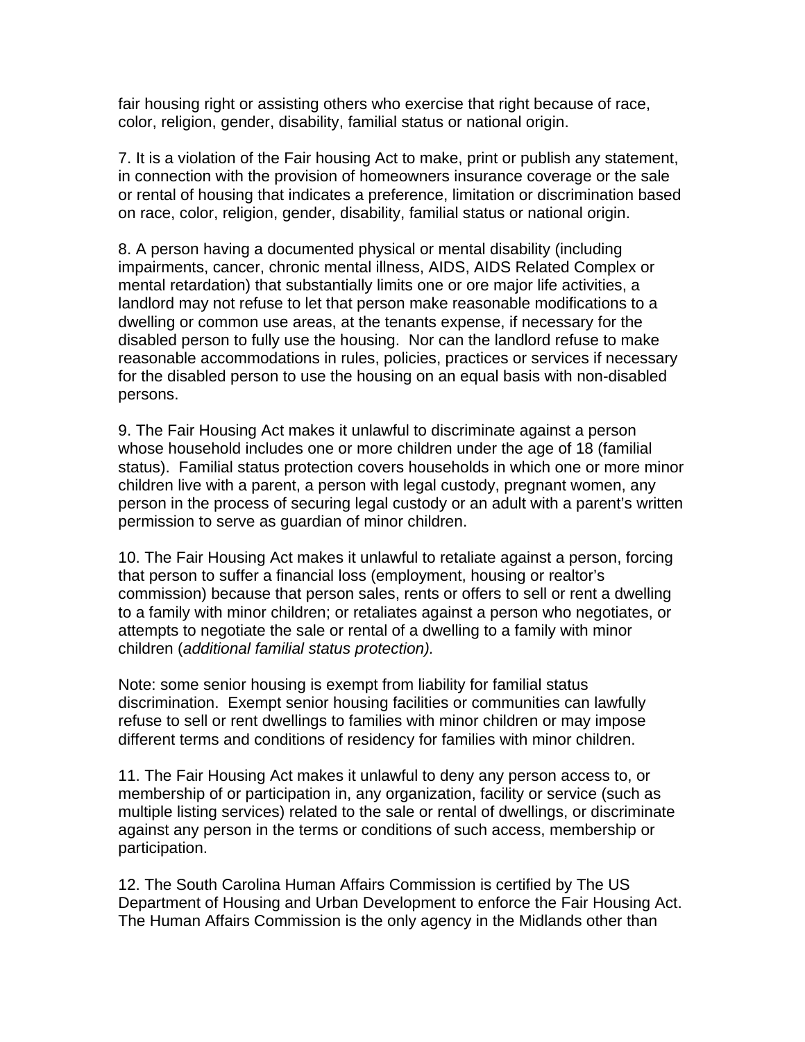fair housing right or assisting others who exercise that right because of race, color, religion, gender, disability, familial status or national origin.

7. It is a violation of the Fair housing Act to make, print or publish any statement, in connection with the provision of homeowners insurance coverage or the sale or rental of housing that indicates a preference, limitation or discrimination based on race, color, religion, gender, disability, familial status or national origin.

8. A person having a documented physical or mental disability (including impairments, cancer, chronic mental illness, AIDS, AIDS Related Complex or mental retardation) that substantially limits one or ore major life activities, a landlord may not refuse to let that person make reasonable modifications to a dwelling or common use areas, at the tenants expense, if necessary for the disabled person to fully use the housing. Nor can the landlord refuse to make reasonable accommodations in rules, policies, practices or services if necessary for the disabled person to use the housing on an equal basis with non-disabled persons.

9. The Fair Housing Act makes it unlawful to discriminate against a person whose household includes one or more children under the age of 18 (familial status). Familial status protection covers households in which one or more minor children live with a parent, a person with legal custody, pregnant women, any person in the process of securing legal custody or an adult with a parent's written permission to serve as guardian of minor children.

10. The Fair Housing Act makes it unlawful to retaliate against a person, forcing that person to suffer a financial loss (employment, housing or realtor's commission) because that person sales, rents or offers to sell or rent a dwelling to a family with minor children; or retaliates against a person who negotiates, or attempts to negotiate the sale or rental of a dwelling to a family with minor children (*additional familial status protection).*

Note: some senior housing is exempt from liability for familial status discrimination. Exempt senior housing facilities or communities can lawfully refuse to sell or rent dwellings to families with minor children or may impose different terms and conditions of residency for families with minor children.

11. The Fair Housing Act makes it unlawful to deny any person access to, or membership of or participation in, any organization, facility or service (such as multiple listing services) related to the sale or rental of dwellings, or discriminate against any person in the terms or conditions of such access, membership or participation.

12. The South Carolina Human Affairs Commission is certified by The US Department of Housing and Urban Development to enforce the Fair Housing Act. The Human Affairs Commission is the only agency in the Midlands other than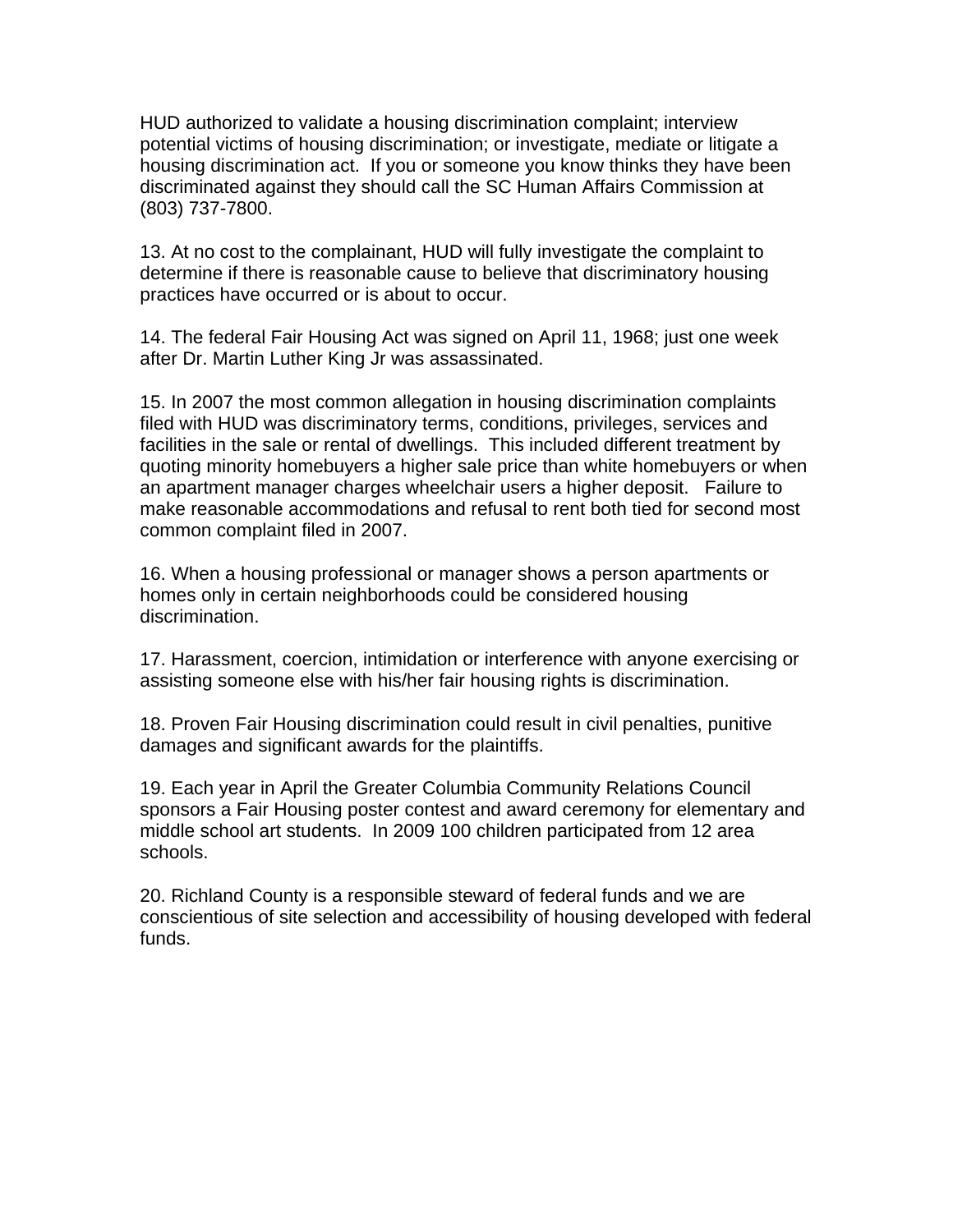HUD authorized to validate a housing discrimination complaint; interview potential victims of housing discrimination; or investigate, mediate or litigate a housing discrimination act. If you or someone you know thinks they have been discriminated against they should call the SC Human Affairs Commission at (803) 737-7800.

13. At no cost to the complainant, HUD will fully investigate the complaint to determine if there is reasonable cause to believe that discriminatory housing practices have occurred or is about to occur.

14. The federal Fair Housing Act was signed on April 11, 1968; just one week after Dr. Martin Luther King Jr was assassinated.

15. In 2007 the most common allegation in housing discrimination complaints filed with HUD was discriminatory terms, conditions, privileges, services and facilities in the sale or rental of dwellings. This included different treatment by quoting minority homebuyers a higher sale price than white homebuyers or when an apartment manager charges wheelchair users a higher deposit. Failure to make reasonable accommodations and refusal to rent both tied for second most common complaint filed in 2007.

16. When a housing professional or manager shows a person apartments or homes only in certain neighborhoods could be considered housing discrimination.

17. Harassment, coercion, intimidation or interference with anyone exercising or assisting someone else with his/her fair housing rights is discrimination.

18. Proven Fair Housing discrimination could result in civil penalties, punitive damages and significant awards for the plaintiffs.

19. Each year in April the Greater Columbia Community Relations Council sponsors a Fair Housing poster contest and award ceremony for elementary and middle school art students. In 2009 100 children participated from 12 area schools.

20. Richland County is a responsible steward of federal funds and we are conscientious of site selection and accessibility of housing developed with federal funds.